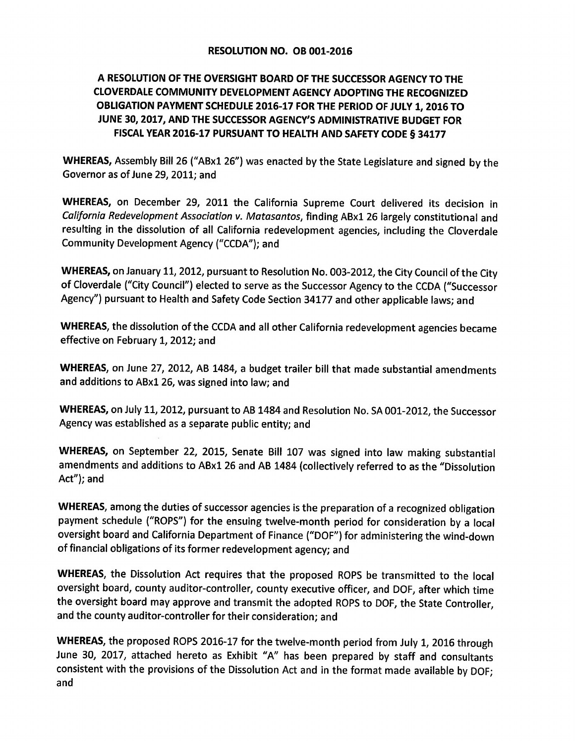**RESOLUTION NO. OB 001-2016**

**A RESOLUTION OF THE OVERSIGHT BOARD OF THE SUCCESSOR AGENCY TO THE CLOVERDALE COMMUNITY DEVELOPMENT AGENCY ADOPTING THE RECOGNIZED OBLIGATION PAYMENT SCHEDULE 2016-17 FOR THE PERIOD OF JULY 1, 2016 TO JUNE 30, 2017, AND THE SUCCESSOR AGENCY'S ADMINISTRATIVE BUDGET FOR FISCAL YEAR 2016-17 PURSUANT TO HEALTH AND SAFETY CODE § 34177**

**WHEREAS,** Assembly Bill 26 ("ABx1 26") was enacted by the State Legislature and signed by the Governor as of June 29, 2011; and

**WHEREAS,** on December 29, 2011 the California Supreme Court delivered its decision in *California Redevelopment Association v. Matasantos*, finding ABx1 26 largely constitutional and resulting in the dissolution of all California redevelopment agencies, including the Cloverdale Community Development Agency ("CCDA"); and

**WHEREAS,** on January 11, 2012, pursuant to Resolution No. 003-2012, the City Council of the City of Cloverdale ("City Council") elected to serve as the Successor Agency to the CCDA ("Successor Agency") pursuant to Health and Safety Code Section 34177 and other applicable laws; and

**WHEREAS,** the dissolution of the CCDA and all other California redevelopment agencies became effective on February 1, 2012; and

**WHEREAS,** on June 27, 2012, AB 1484, a budget trailer bill that made substantial amendments and additions to ABx1 26, was signed into law; and

**WHEREAS,** on July 11, 2012, pursuant to AB 1484 and Resolution No. SA 001-2012, the Successor Agency was established as a separate public entity; and

**WHEREAS,** on September 22, 2015, Senate Bill 107 was signed into law making substantial amendments and additions to ABx1 26 and AB 1484 (collectively referred to as the "Dissolution Act"); and

**WHEREAS,** among the duties of successor agencies is the preparation of a recognized obligation payment schedule ("ROPS") for the ensuing twelve-month period for consideration by a local oversight board and California Department of Finance ("DOF") for administering the wind-down of financial obligations of its former redevelopment agency; and

**WHEREAS,** the Dissolution Act requires that the proposed ROPS be transmitted to the local oversight board, county auditor-controller, county executive officer, and DOF, after which time the oversight board may approve and transmit the adopted ROPS to DOF, the State Controller, and the county auditor-controller for their consideration; and

**WHEREAS,** the proposed ROPS 2016-17 for the twelve-month period from July 1, 2016 through June 30, 2017, attached hereto as Exhibit "A" has been prepared by staff and consultants consistent with the provisions of the Dissolution Act and in the format made available by DOF; and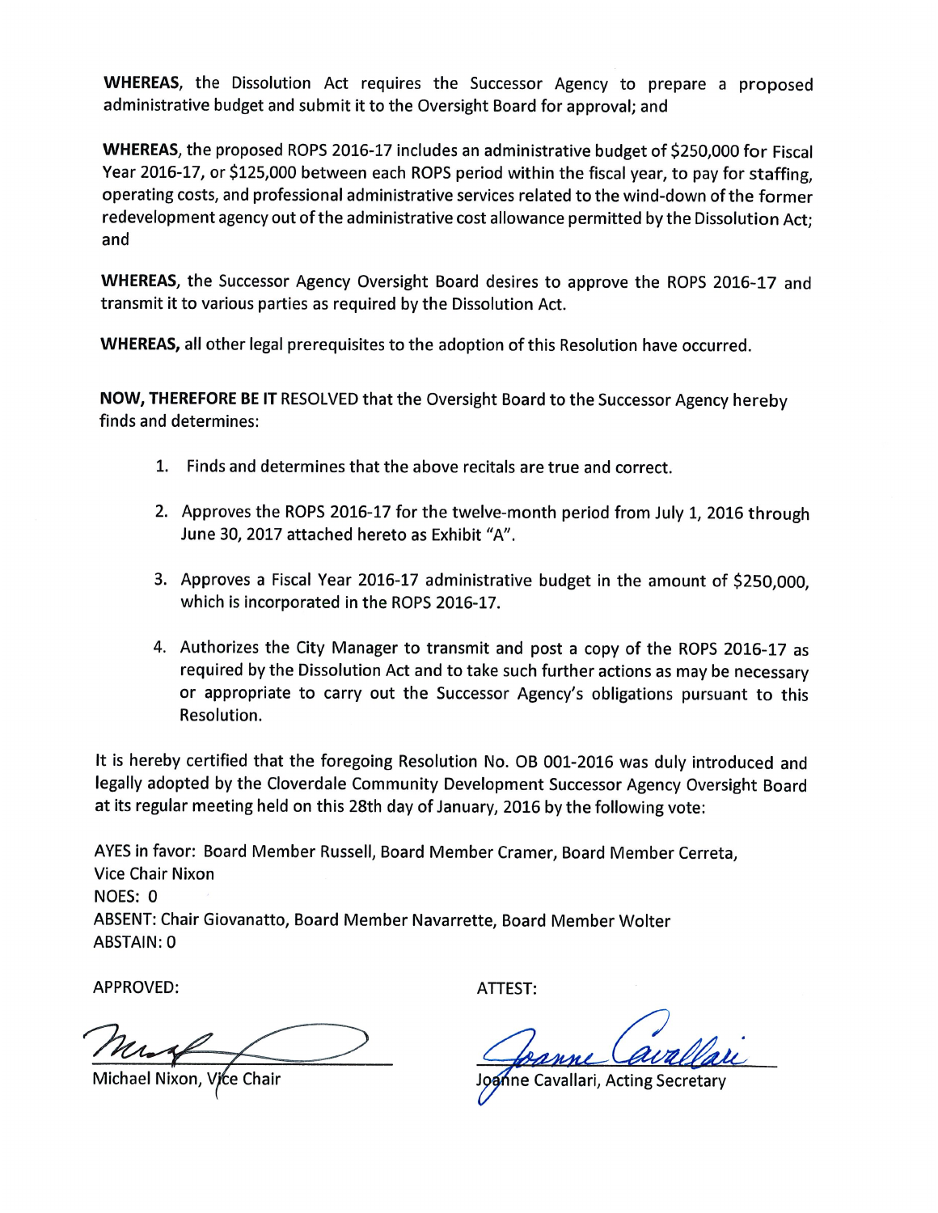**WHEREAS**, the Dissolution Act requires the Successor Agency to prepare a proposed administrative budget and submit it to the Oversight Board for approval; and

**WHEREAS**, the proposed ROPS 2016-17 includes an administrative budget of $250,000 for Fiscal Year 2016-17, or $125,000 between each ROPS period within the fiscal year, to pay for staffing, operating costs, and professional administrative services related to the wind-down of the former redevelopment agency out of the administrative cost allowance permitted by the Dissolution Act; and

**WHEREAS**, the Successor Agency Oversight Board desires to approve the ROPS 2016-17 and transmit it to various parties as required by the Dissolution Act.

**WHEREAS,** all other legal prerequisites to the adoption of this Resolution have occurred.

**NOW, THEREFORE BE IT** RESOLVED that the Oversight Board to the Successor Agency hereby finds and determines:

1. Finds and determines that the above recitals are true and correct.
2. Approves the ROPS 2016-17 for the twelve-month period from July 1, 2016 through June 30, 2017 attached hereto as Exhibit "A".
3. Approves a Fiscal Year 2016-17 administrative budget in the amount of $250,000, which is incorporated in the ROPS 2016-17.
4. Authorizes the City Manager to transmit and post a copy of the ROPS 2016-17 as required by the Dissolution Act and to take such further actions as may be necessary or appropriate to carry out the Successor Agency's obligations pursuant to this Resolution.

It is hereby certified that the foregoing Resolution No. OB 001-2016 was duly introduced and legally adopted by the Cloverdale Community Development Successor Agency Oversight Board at its regular meeting held on this 28th day of January, 2016 by the following vote:

AYES in favor: Board Member Russell, Board Member Cramer, Board Member Cerreta, Vice Chair Nixon
NOES: 0
ABSENT: Chair Giovanatto, Board Member Navarrette, Board Member Wolter
ABSTAIN: 0

APPROVED:

Michael Nixon, Vice Chair

ATTEST:

Joanne Cavallari, Acting Secretary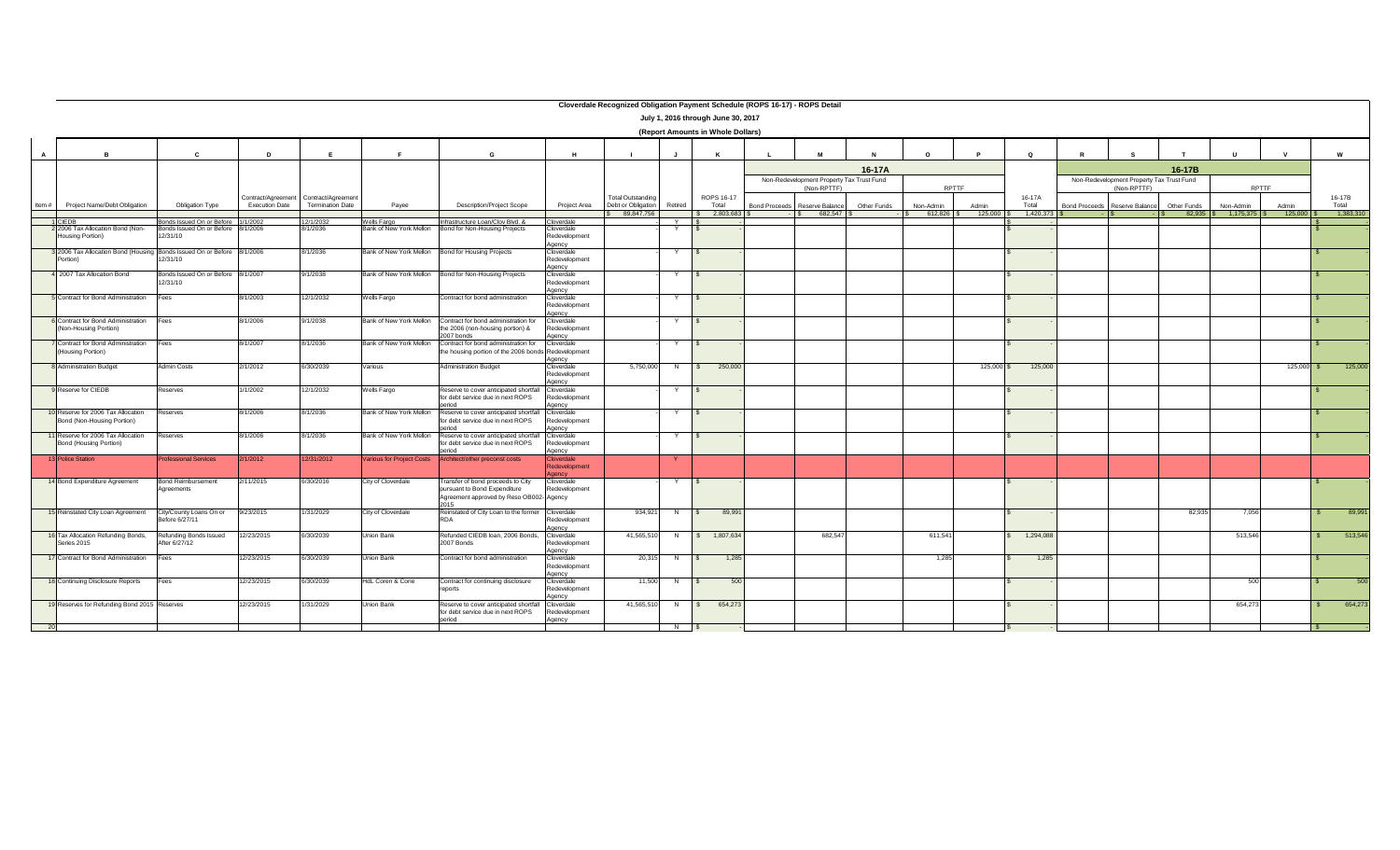# Cloverdale Recognized Obligation Payment Schedule (ROPS 16-17) - ROPS Detail

## July 1, 2016 through June 30, 2017

### (Report Amounts in Whole Dollars)

| A | B | C | D | E | F | G | H | I | J | K | L | M | N | O | P | Q | R | S | T | U | V | W |
|---|---|---|---|---|---|---|---|---|---|---|---|---|---|---|---|---|---|---|---|---|---|---|
| | | | | | | | | | | | 16-17A | | | | | | 16-17B | | | | | |
| | | | | | | | | | | | Non-Redevelopment Property Tax Trust Fund (Non-RPTTF) | | | RPTTF | | | Non-Redevelopment Property Tax Trust Fund (Non-RPTTF) | | | RPTTF | | |
| Item # | Project Name/Debt Obligation | Obligation Type | Contract/Agreement Execution Date | Contract/Agreement Termination Date | Payee | Description/Project Scope | Project Area | Total Outstanding Debt or Obligation | Retired | ROPS 16-17 Total | Bond Proceeds | Reserve Balance | Other Funds | Non-Admin | Admin | 16-17A Total | Bond Proceeds | Reserve Balance | Other Funds | Non-Admin | Admin | 16-17B Total |
| | | | | | | | | $ 89,847,756 | | $ 2,803,683 | $ - | $ 682,547 | $ - | $ 612,826 | $ 125,000 | $ 1,420,373 | $ - | $ - | $ 82,935 | $ 1,175,375 | $ 125,000 | $ 1,383,310 |
| 1 | CIEDB | Bonds Issued On or Before 12/31/10 | 1/1/2002 | 12/1/2032 | Wells Fargo | Infrastructure Loan/Clov Blvd. & | Cloverdale | | Y | $ - | | | | | | $ - | | | | | | $ - |
| 2 | 2006 Tax Allocation Bond (Non-Housing Portion) | Bonds Issued On or Before 12/31/10 | 8/1/2006 | 8/1/2036 | Bank of New York Mellon | Bond for Non-Housing Projects | Cloverdale Redevelopment Agency | | Y | $ - | | | | | | $ - | | | | | | $ - |
| 3 | 2006 Tax Allocation Bond (Housing Portion) | Bonds Issued On or Before 12/31/10 | 8/1/2006 | 8/1/2036 | Bank of New York Mellon | Bond for Housing Projects | Cloverdale Redevelopment Agency | | Y | $ - | | | | | | $ - | | | | | | $ - |
| 4 | 2007 Tax Allocation Bond | Bonds Issued On or Before 12/31/10 | 8/1/2007 | 9/1/2038 | Bank of New York Mellon | Bond for Non-Housing Projects | Cloverdale Redevelopment Agency | | Y | $ - | | | | | | $ - | | | | | | $ - |
| 5 | Contract for Bond Administration | Fees | 8/1/2003 | 12/1/2032 | Wells Fargo | Contract for bond administration | Cloverdale Redevelopment Agency | | Y | $ - | | | | | | $ - | | | | | | $ - |
| 6 | Contract for Bond Administration (Non-Housing Portion) | Fees | 8/1/2006 | 9/1/2038 | Bank of New York Mellon | Contract for bond administration for the 2006 (non-housing portion) & 2007 bonds | Cloverdale Redevelopment Agency | | Y | $ - | | | | | | $ - | | | | | | $ - |
| 7 | Contract for Bond Administration (Housing Portion) | Fees | 8/1/2007 | 8/1/2036 | Bank of New York Mellon | Contract for bond administration for the housing portion of the 2006 bonds | Cloverdale Redevelopment Agency | | Y | $ - | | | | | | $ - | | | | | | $ - |
| 8 | Administration Budget | Admin Costs | 2/1/2012 | 6/30/2039 | Various | Administration Budget | Cloverdale Redevelopment Agency | 5,750,000 | N | $ 250,000 | | | | | 125,000 | $ 125,000 | | | | | 125,000 | $ 125,000 |
| 9 | Reserve for CIEDB | Reserves | 1/1/2002 | 12/1/2032 | Wells Fargo | Reserve to cover anticipated shortfall for debt service due in next ROPS period | Cloverdale Redevelopment Agency | | Y | $ - | | | | | | $ - | | | | | | $ - |
| 10 | Reserve for 2006 Tax Allocation Bond (Non-Housing Portion) | Reserves | 8/1/2006 | 8/1/2036 | Bank of New York Mellon | Reserve to cover anticipated shortfall for debt service due in next ROPS period | Cloverdale Redevelopment Agency | | Y | $ - | | | | | | $ - | | | | | | $ - |
| 11 | Reserve for 2006 Tax Allocation Bond (Housing Portion) | Reserves | 8/1/2006 | 8/1/2036 | Bank of New York Mellon | Reserve to cover anticipated shortfall for debt service due in next ROPS period | Cloverdale Redevelopment Agency | | Y | $ - | | | | | | $ - | | | | | | $ - |
| 13 | Police Station | Professional Services | 2/1/2012 | 12/31/2012 | Various for Project Costs | Architect/other preconst costs | Cloverdale Redevelopment Agency | | Y | | | | | | | | | | | | | |
| 14 | Bond Expenditure Agreement | Bond Reimbursement Agreements | 2/11/2015 | 6/30/2016 | City of Cloverdale | Transfer of bond proceeds to City pursuant to Bond Expenditure Agreement approved by Reso OB002-2015 | Cloverdale Redevelopment Agency | | Y | $ - | | | | | | $ - | | | | | | $ - |
| 15 | Reinstated City Loan Agreement | City/County Loans On or Before 6/27/11 | 9/23/2015 | 1/31/2029 | City of Cloverdale | Reinstated of City Loan to the former RDA | Cloverdale Redevelopment Agency | 934,921 | N | $ 89,991 | | | | | | $ - | | | 82,935 | 7,056 | | $ 89,991 |
| 16 | Tax Allocation Refunding Bonds, Series 2015 | Refunding Bonds Issued After 6/27/12 | 12/23/2015 | 6/30/2039 | Union Bank | Refunded CIEDB loan, 2006 Bonds, 2007 Bonds | Cloverdale Redevelopment Agency | 41,565,510 | N | $ 1,807,634 | | 682,547 | | 611,541 | | $ 1,294,088 | | | | 513,546 | | $ 513,546 |
| 17 | Contract for Bond Administration | Fees | 12/23/2015 | 6/30/2039 | Union Bank | Contract for bond administration | Cloverdale Redevelopment Agency | 20,315 | N | $ 1,285 | | | | 1,285 | | $ 1,285 | | | | | | $ - |
| 18 | Continuing Disclosure Reports | Fees | 12/23/2015 | 6/30/2039 | HdL Coren & Cone | Contract for continuing disclosure reports | Cloverdale Redevelopment Agency | 11,500 | N | $ 500 | | | | | | $ - | | | | 500 | | $ 500 |
| 19 | Reserves for Refunding Bond 2015 | Reserves | 12/23/2015 | 1/31/2029 | Union Bank | Reserve to cover anticipated shortfall for debt service due in next ROPS period | Cloverdale Redevelopment Agency | 41,565,510 | N | $ 654,273 | | | | | | $ - | | | | 654,273 | | $ 654,273 |
| 20 | | | | | | | | | N | $ - | | | | | | $ - | | | | | | $ - |